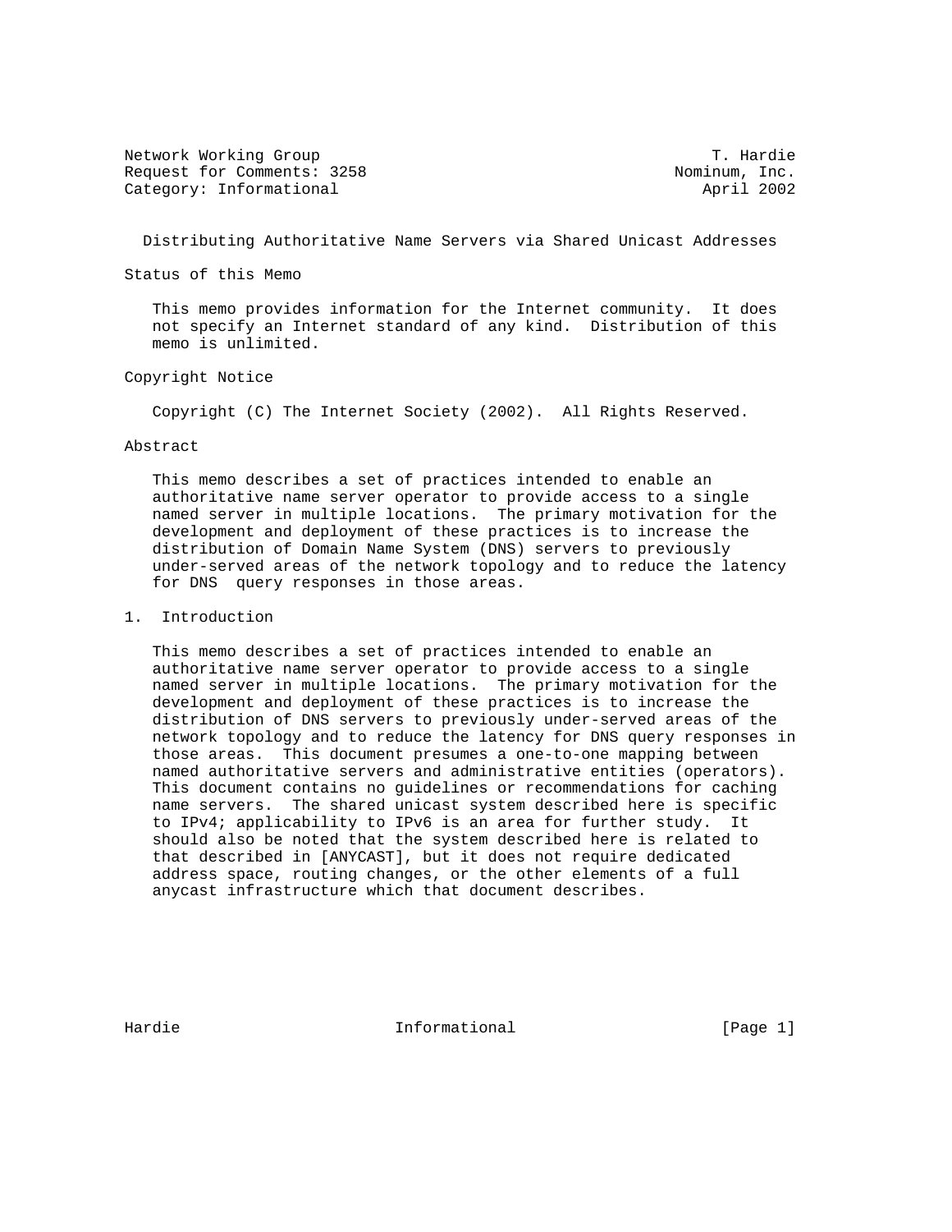Network Working Group T. Hardie
Request for Comments: 3258 Nominum, Inc.
Category: Informational April 2002

# Distributing Authoritative Name Servers via Shared Unicast Addresses

## Status of this Memo

This memo provides information for the Internet community. It does not specify an Internet standard of any kind. Distribution of this memo is unlimited.

## Copyright Notice

Copyright (C) The Internet Society (2002). All Rights Reserved.

## Abstract

This memo describes a set of practices intended to enable an authoritative name server operator to provide access to a single named server in multiple locations. The primary motivation for the development and deployment of these practices is to increase the distribution of Domain Name System (DNS) servers to previously under-served areas of the network topology and to reduce the latency for DNS query responses in those areas.

## 1. Introduction

This memo describes a set of practices intended to enable an authoritative name server operator to provide access to a single named server in multiple locations. The primary motivation for the development and deployment of these practices is to increase the distribution of DNS servers to previously under-served areas of the network topology and to reduce the latency for DNS query responses in those areas. This document presumes a one-to-one mapping between named authoritative servers and administrative entities (operators). This document contains no guidelines or recommendations for caching name servers. The shared unicast system described here is specific to IPv4; applicability to IPv6 is an area for further study. It should also be noted that the system described here is related to that described in [ANYCAST], but it does not require dedicated address space, routing changes, or the other elements of a full anycast infrastructure which that document describes.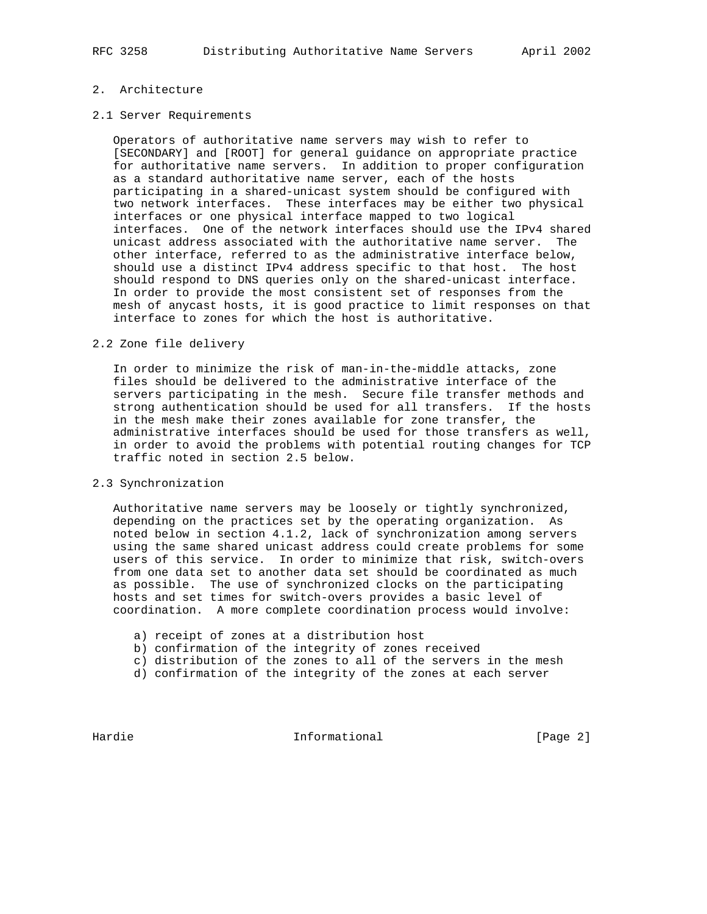## 2. Architecture

### 2.1 Server Requirements

Operators of authoritative name servers may wish to refer to [SECONDARY] and [ROOT] for general guidance on appropriate practice for authoritative name servers. In addition to proper configuration as a standard authoritative name server, each of the hosts participating in a shared-unicast system should be configured with two network interfaces. These interfaces may be either two physical interfaces or one physical interface mapped to two logical interfaces. One of the network interfaces should use the IPv4 shared unicast address associated with the authoritative name server. The other interface, referred to as the administrative interface below, should use a distinct IPv4 address specific to that host. The host should respond to DNS queries only on the shared-unicast interface. In order to provide the most consistent set of responses from the mesh of anycast hosts, it is good practice to limit responses on that interface to zones for which the host is authoritative.

### 2.2 Zone file delivery

In order to minimize the risk of man-in-the-middle attacks, zone files should be delivered to the administrative interface of the servers participating in the mesh. Secure file transfer methods and strong authentication should be used for all transfers. If the hosts in the mesh make their zones available for zone transfer, the administrative interfaces should be used for those transfers as well, in order to avoid the problems with potential routing changes for TCP traffic noted in section 2.5 below.

### 2.3 Synchronization

Authoritative name servers may be loosely or tightly synchronized, depending on the practices set by the operating organization. As noted below in section 4.1.2, lack of synchronization among servers using the same shared unicast address could create problems for some users of this service. In order to minimize that risk, switch-overs from one data set to another data set should be coordinated as much as possible. The use of synchronized clocks on the participating hosts and set times for switch-overs provides a basic level of coordination. A more complete coordination process would involve:

a) receipt of zones at a distribution host
b) confirmation of the integrity of zones received
c) distribution of the zones to all of the servers in the mesh
d) confirmation of the integrity of the zones at each server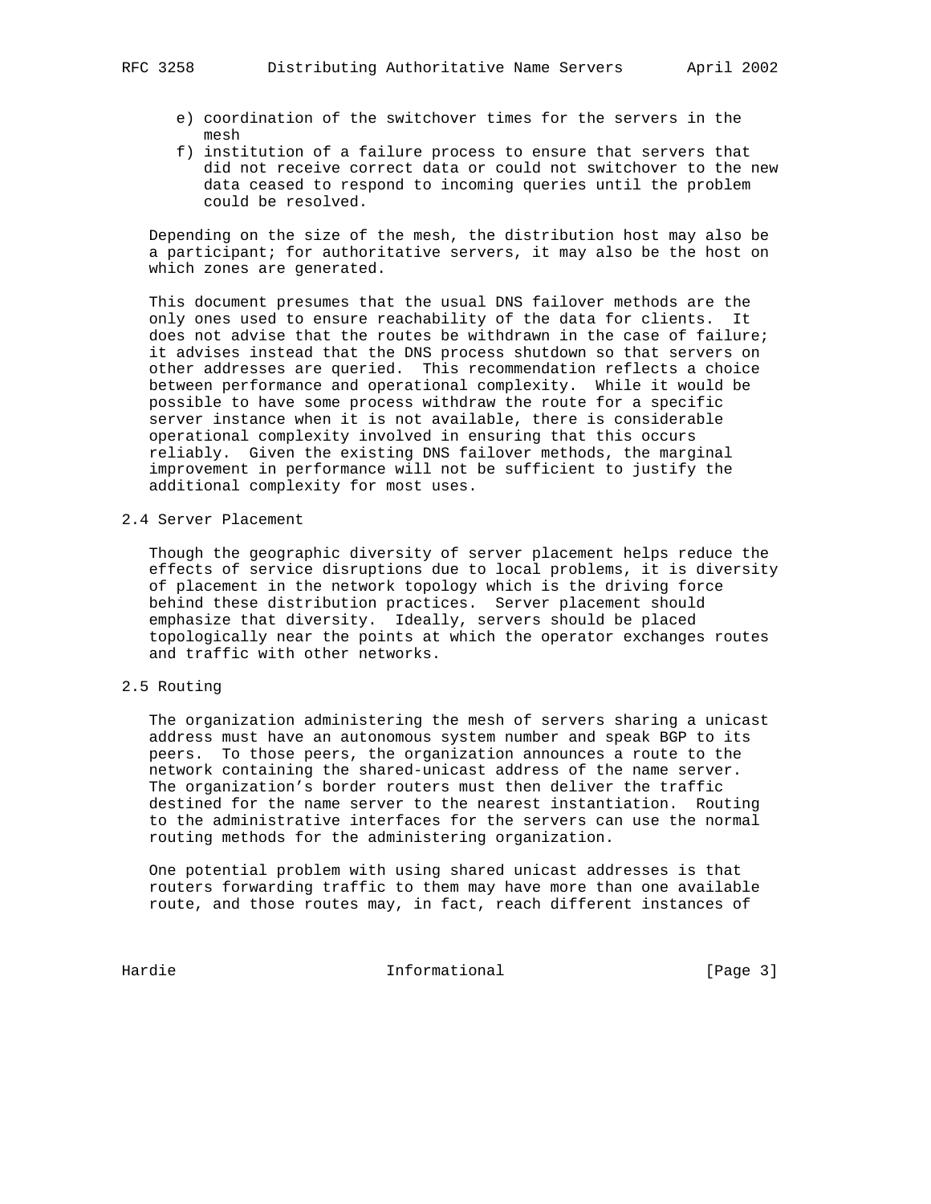e) coordination of the switchover times for the servers in the mesh
f) institution of a failure process to ensure that servers that did not receive correct data or could not switchover to the new data ceased to respond to incoming queries until the problem could be resolved.

Depending on the size of the mesh, the distribution host may also be a participant; for authoritative servers, it may also be the host on which zones are generated.

This document presumes that the usual DNS failover methods are the only ones used to ensure reachability of the data for clients. It does not advise that the routes be withdrawn in the case of failure; it advises instead that the DNS process shutdown so that servers on other addresses are queried. This recommendation reflects a choice between performance and operational complexity. While it would be possible to have some process withdraw the route for a specific server instance when it is not available, there is considerable operational complexity involved in ensuring that this occurs reliably. Given the existing DNS failover methods, the marginal improvement in performance will not be sufficient to justify the additional complexity for most uses.

## 2.4 Server Placement

Though the geographic diversity of server placement helps reduce the effects of service disruptions due to local problems, it is diversity of placement in the network topology which is the driving force behind these distribution practices. Server placement should emphasize that diversity. Ideally, servers should be placed topologically near the points at which the operator exchanges routes and traffic with other networks.

## 2.5 Routing

The organization administering the mesh of servers sharing a unicast address must have an autonomous system number and speak BGP to its peers. To those peers, the organization announces a route to the network containing the shared-unicast address of the name server. The organization's border routers must then deliver the traffic destined for the name server to the nearest instantiation. Routing to the administrative interfaces for the servers can use the normal routing methods for the administering organization.

One potential problem with using shared unicast addresses is that routers forwarding traffic to them may have more than one available route, and those routes may, in fact, reach different instances of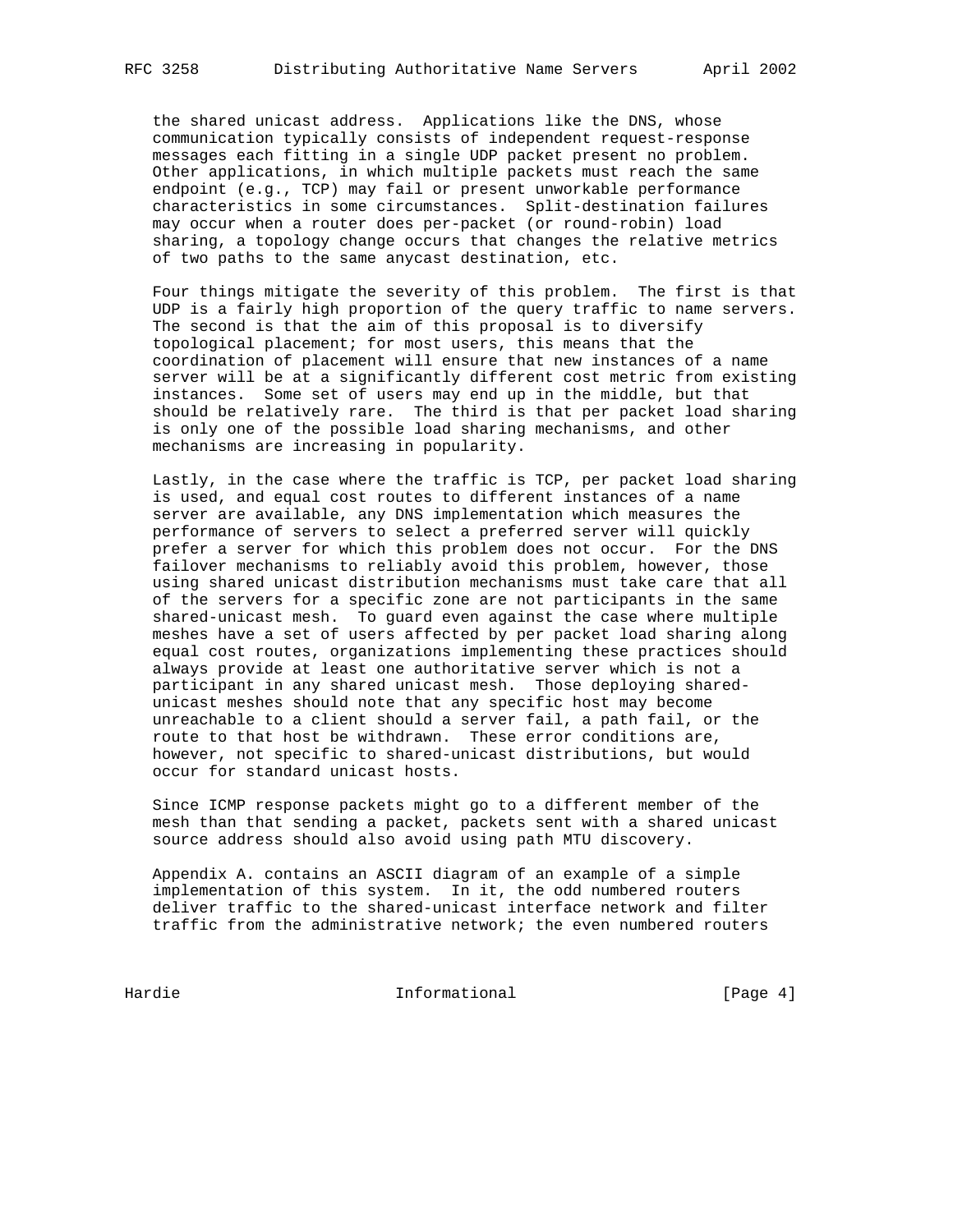the shared unicast address. Applications like the DNS, whose communication typically consists of independent request-response messages each fitting in a single UDP packet present no problem. Other applications, in which multiple packets must reach the same endpoint (e.g., TCP) may fail or present unworkable performance characteristics in some circumstances. Split-destination failures may occur when a router does per-packet (or round-robin) load sharing, a topology change occurs that changes the relative metrics of two paths to the same anycast destination, etc.

Four things mitigate the severity of this problem. The first is that UDP is a fairly high proportion of the query traffic to name servers. The second is that the aim of this proposal is to diversify topological placement; for most users, this means that the coordination of placement will ensure that new instances of a name server will be at a significantly different cost metric from existing instances. Some set of users may end up in the middle, but that should be relatively rare. The third is that per packet load sharing is only one of the possible load sharing mechanisms, and other mechanisms are increasing in popularity.

Lastly, in the case where the traffic is TCP, per packet load sharing is used, and equal cost routes to different instances of a name server are available, any DNS implementation which measures the performance of servers to select a preferred server will quickly prefer a server for which this problem does not occur. For the DNS failover mechanisms to reliably avoid this problem, however, those using shared unicast distribution mechanisms must take care that all of the servers for a specific zone are not participants in the same shared-unicast mesh. To guard even against the case where multiple meshes have a set of users affected by per packet load sharing along equal cost routes, organizations implementing these practices should always provide at least one authoritative server which is not a participant in any shared unicast mesh. Those deploying shared-unicast meshes should note that any specific host may become unreachable to a client should a server fail, a path fail, or the route to that host be withdrawn. These error conditions are, however, not specific to shared-unicast distributions, but would occur for standard unicast hosts.

Since ICMP response packets might go to a different member of the mesh than that sending a packet, packets sent with a shared unicast source address should also avoid using path MTU discovery.

Appendix A. contains an ASCII diagram of an example of a simple implementation of this system. In it, the odd numbered routers deliver traffic to the shared-unicast interface network and filter traffic from the administrative network; the even numbered routers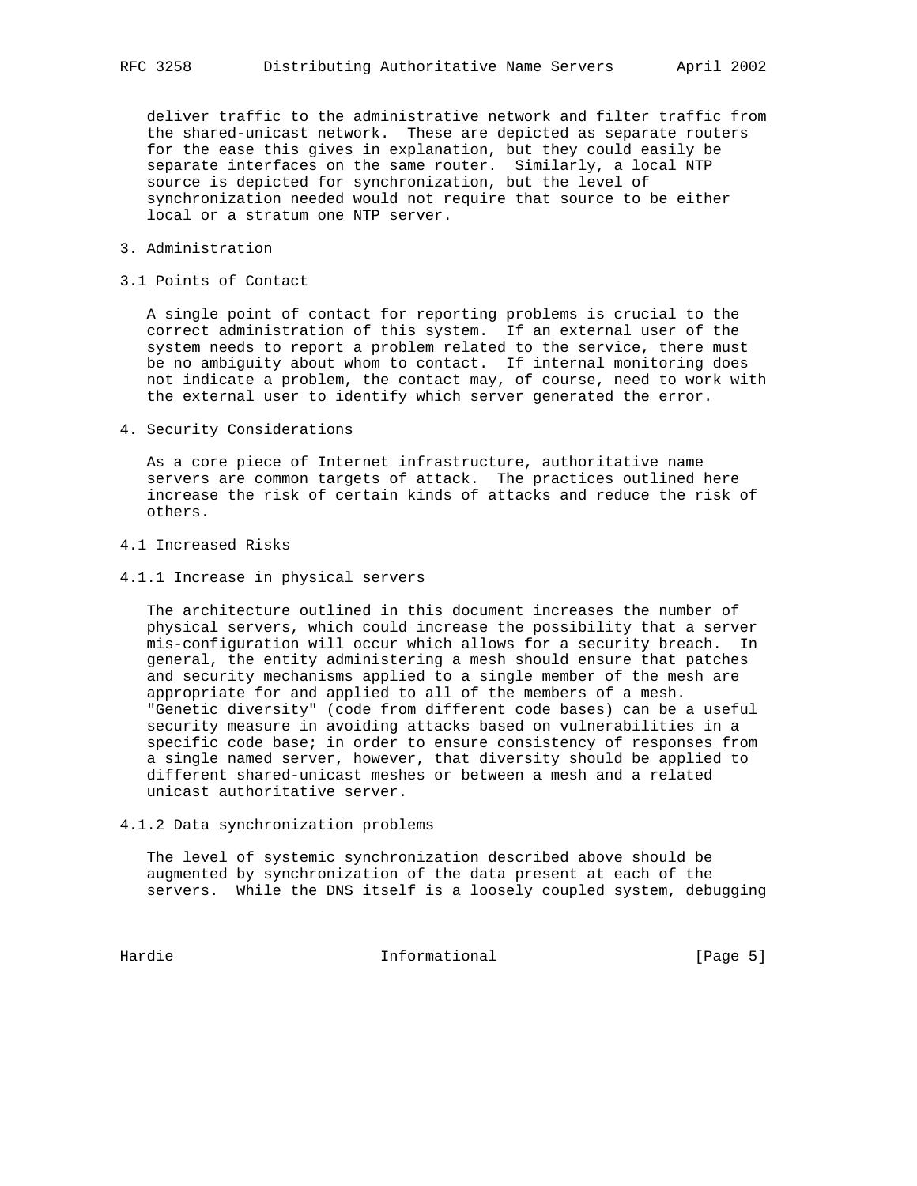deliver traffic to the administrative network and filter traffic from the shared-unicast network. These are depicted as separate routers for the ease this gives in explanation, but they could easily be separate interfaces on the same router. Similarly, a local NTP source is depicted for synchronization, but the level of synchronization needed would not require that source to be either local or a stratum one NTP server.

## 3. Administration

### 3.1 Points of Contact

A single point of contact for reporting problems is crucial to the correct administration of this system. If an external user of the system needs to report a problem related to the service, there must be no ambiguity about whom to contact. If internal monitoring does not indicate a problem, the contact may, of course, need to work with the external user to identify which server generated the error.

## 4. Security Considerations

As a core piece of Internet infrastructure, authoritative name servers are common targets of attack. The practices outlined here increase the risk of certain kinds of attacks and reduce the risk of others.

### 4.1 Increased Risks

#### 4.1.1 Increase in physical servers

The architecture outlined in this document increases the number of physical servers, which could increase the possibility that a server mis-configuration will occur which allows for a security breach. In general, the entity administering a mesh should ensure that patches and security mechanisms applied to a single member of the mesh are appropriate for and applied to all of the members of a mesh. "Genetic diversity" (code from different code bases) can be a useful security measure in avoiding attacks based on vulnerabilities in a specific code base; in order to ensure consistency of responses from a single named server, however, that diversity should be applied to different shared-unicast meshes or between a mesh and a related unicast authoritative server.

#### 4.1.2 Data synchronization problems

The level of systemic synchronization described above should be augmented by synchronization of the data present at each of the servers. While the DNS itself is a loosely coupled system, debugging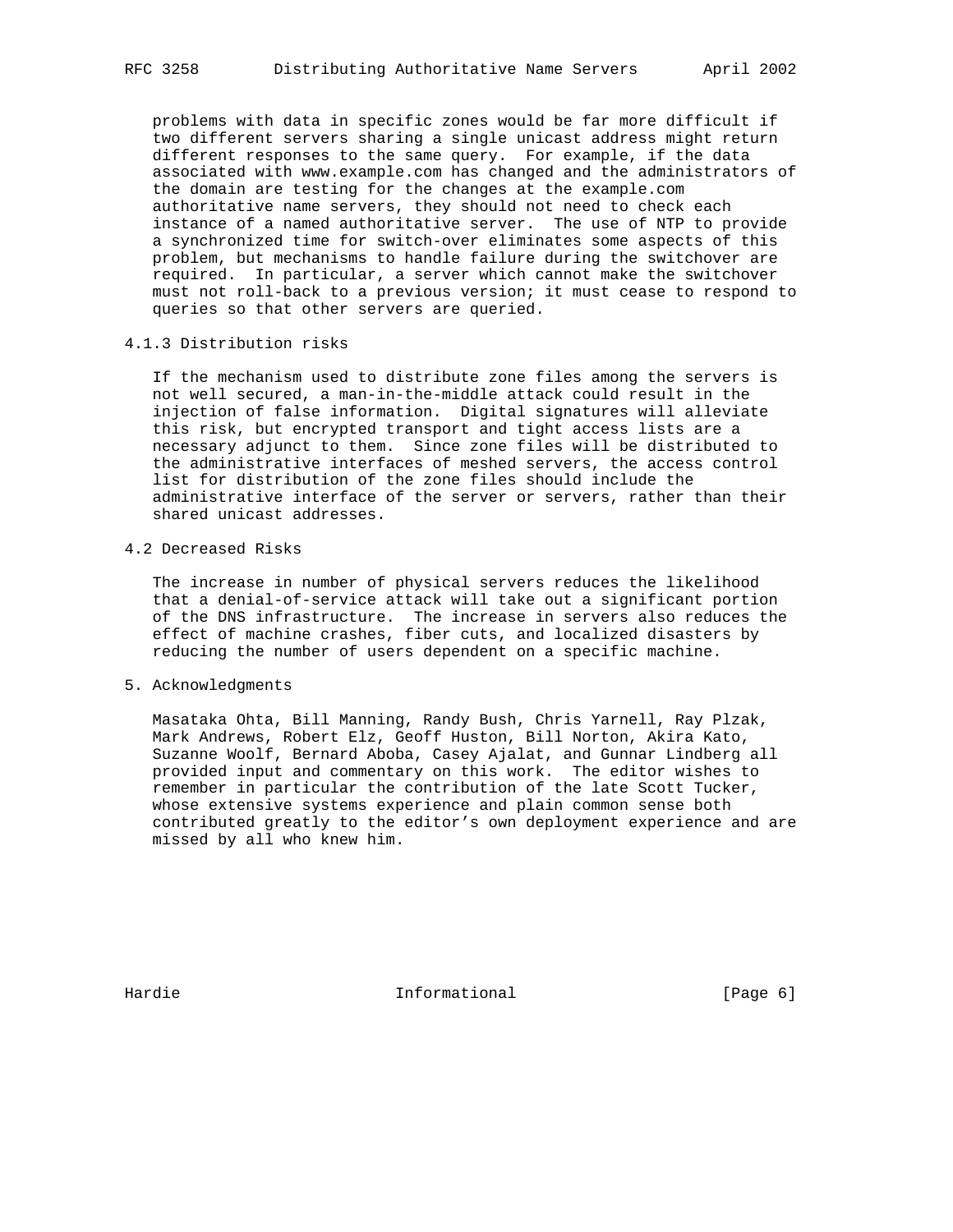problems with data in specific zones would be far more difficult if two different servers sharing a single unicast address might return different responses to the same query. For example, if the data associated with www.example.com has changed and the administrators of the domain are testing for the changes at the example.com authoritative name servers, they should not need to check each instance of a named authoritative server. The use of NTP to provide a synchronized time for switch-over eliminates some aspects of this problem, but mechanisms to handle failure during the switchover are required. In particular, a server which cannot make the switchover must not roll-back to a previous version; it must cease to respond to queries so that other servers are queried.

### 4.1.3 Distribution risks

If the mechanism used to distribute zone files among the servers is not well secured, a man-in-the-middle attack could result in the injection of false information. Digital signatures will alleviate this risk, but encrypted transport and tight access lists are a necessary adjunct to them. Since zone files will be distributed to the administrative interfaces of meshed servers, the access control list for distribution of the zone files should include the administrative interface of the server or servers, rather than their shared unicast addresses.

## 4.2 Decreased Risks

The increase in number of physical servers reduces the likelihood that a denial-of-service attack will take out a significant portion of the DNS infrastructure. The increase in servers also reduces the effect of machine crashes, fiber cuts, and localized disasters by reducing the number of users dependent on a specific machine.

# 5. Acknowledgments

Masataka Ohta, Bill Manning, Randy Bush, Chris Yarnell, Ray Plzak, Mark Andrews, Robert Elz, Geoff Huston, Bill Norton, Akira Kato, Suzanne Woolf, Bernard Aboba, Casey Ajalat, and Gunnar Lindberg all provided input and commentary on this work. The editor wishes to remember in particular the contribution of the late Scott Tucker, whose extensive systems experience and plain common sense both contributed greatly to the editor’s own deployment experience and are missed by all who knew him.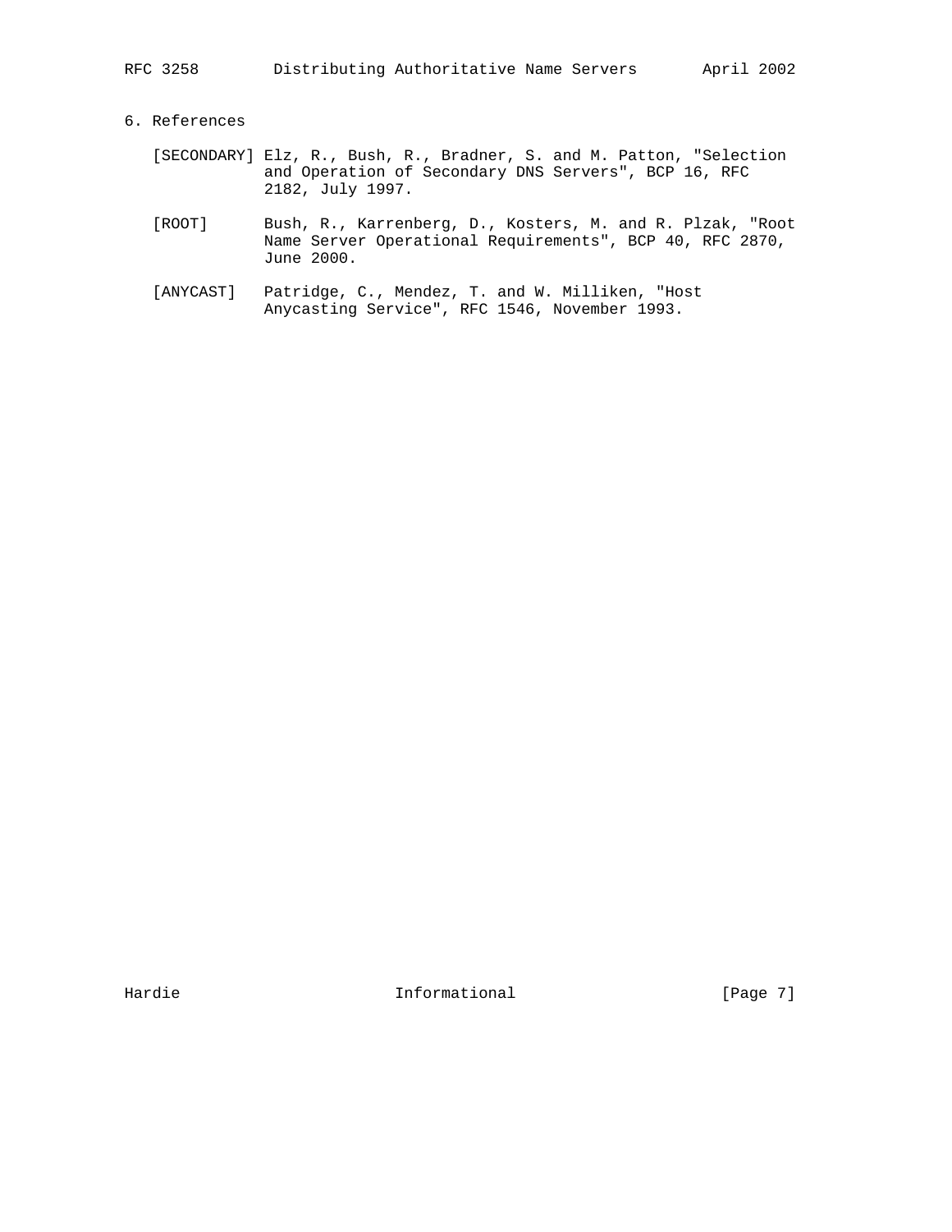## 6. References

[SECONDARY] Elz, R., Bush, R., Bradner, S. and M. Patton, "Selection and Operation of Secondary DNS Servers", BCP 16, RFC 2182, July 1997.

[ROOT] Bush, R., Karrenberg, D., Kosters, M. and R. Plzak, "Root Name Server Operational Requirements", BCP 40, RFC 2870, June 2000.

[ANYCAST] Patridge, C., Mendez, T. and W. Milliken, "Host Anycasting Service", RFC 1546, November 1993.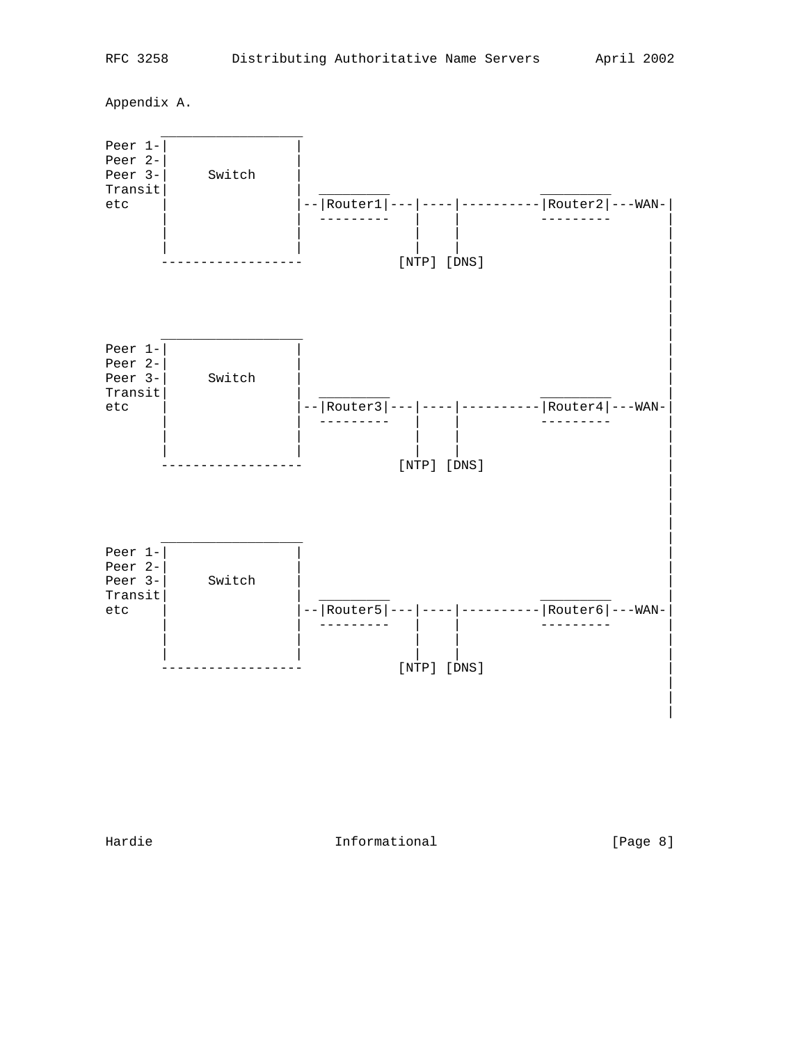Appendix A.

```
          __________________
Peer 1-|                  |
Peer 2-|                  |
Peer 3-|      Switch      |
Transit|                  |  _________             _________
etc    |                  |--|Router1|---|----|----------|Router2|---WAN-|
       |                  |  ---------   |    |          ---------       |
       |                  |              |    |                          |
       |                  |              |    |                          |
       ------------------            [NTP] [DNS]                         |
                                                                         |
                                                                         |
                                                                         |
                                                                         |
          __________________                                             |
Peer 1-|                  |                                              |
Peer 2-|                  |                                              |
Peer 3-|      Switch      |                                              |
Transit|                  |  _________             _________             |
etc    |                  |--|Router3|---|----|----------|Router4|---WAN-|
       |                  |  ---------   |    |          ---------       |
       |                  |              |    |                          |
       |                  |              |    |                          |
       ------------------            [NTP] [DNS]                         |
                                                                         |
                                                                         |
                                                                         |
                                                                         |
          __________________                                             |
Peer 1-|                  |                                              |
Peer 2-|                  |                                              |
Peer 3-|      Switch      |                                              |
Transit|                  |  _________             _________             |
etc    |                  |--|Router5|---|----|----------|Router6|---WAN-|
       |                  |  ---------   |    |          ---------       |
       |                  |              |    |                          |
       |                  |              |    |                          |
       ------------------            [NTP] [DNS]                         |
                                                                         |
                                                                         |
                                                                         |
```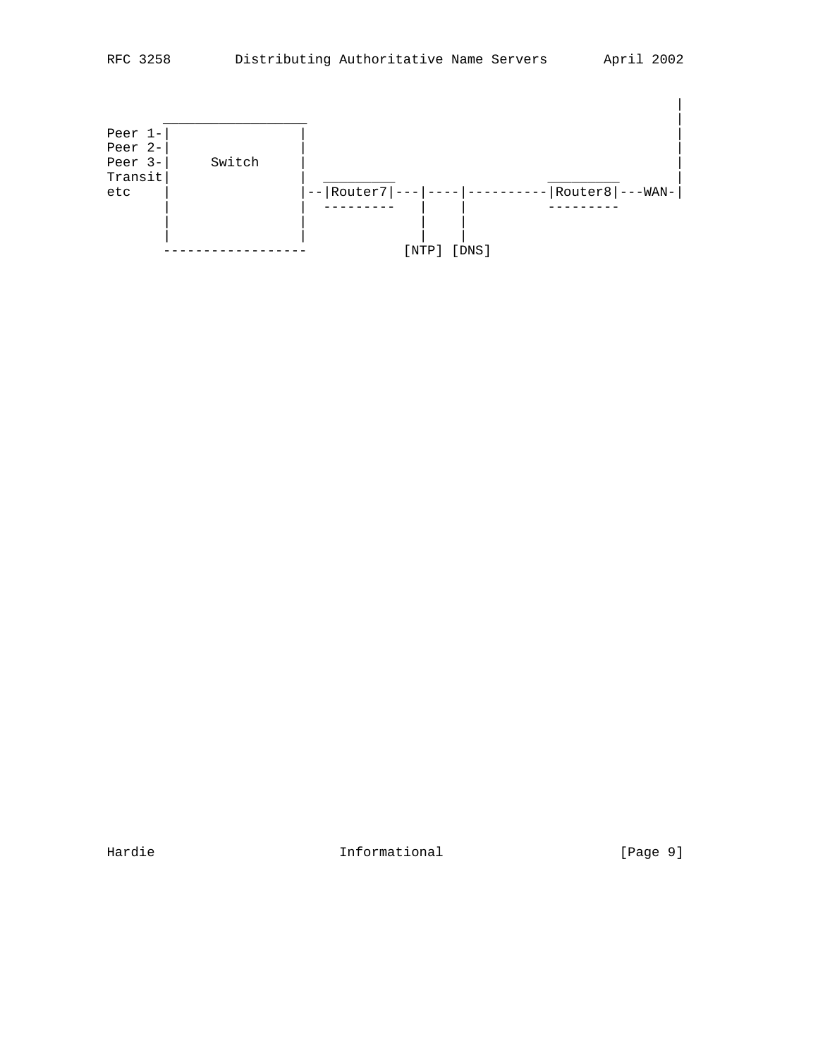```
                                                                   |
          __________________                                       |
Peer 1-|                  |                                       |
Peer 2-|                  |                                       |
Peer 3-|      Switch      |                                       |
Transit|                  |   _________             _________      |
etc    |                  |--|Router7|---|----|----------|Router8|---WAN-|
       |                  |   ---------   |    |          ---------
       |                  |               |    |
       |                  |               |    |
       ------------------            [NTP] [DNS]
```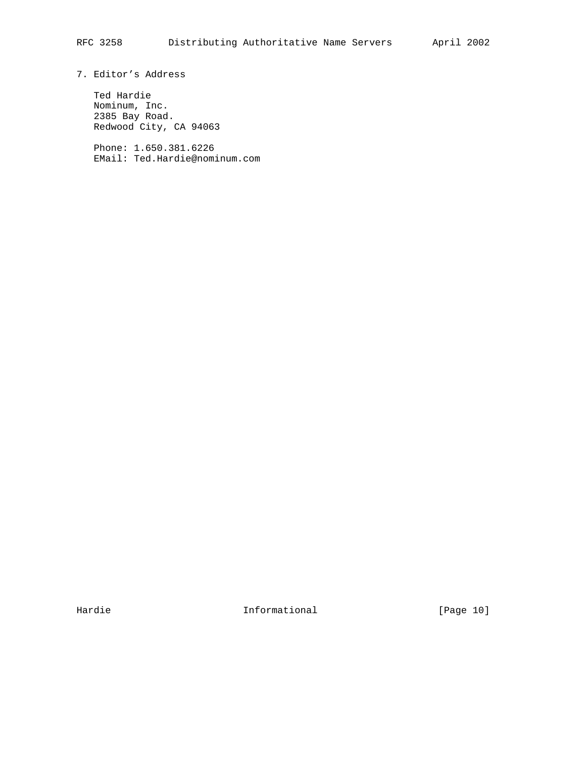## 7. Editor’s Address

Ted Hardie
Nominum, Inc.
2385 Bay Road.
Redwood City, CA 94063

Phone: 1.650.381.6226
EMail: Ted.Hardie@nominum.com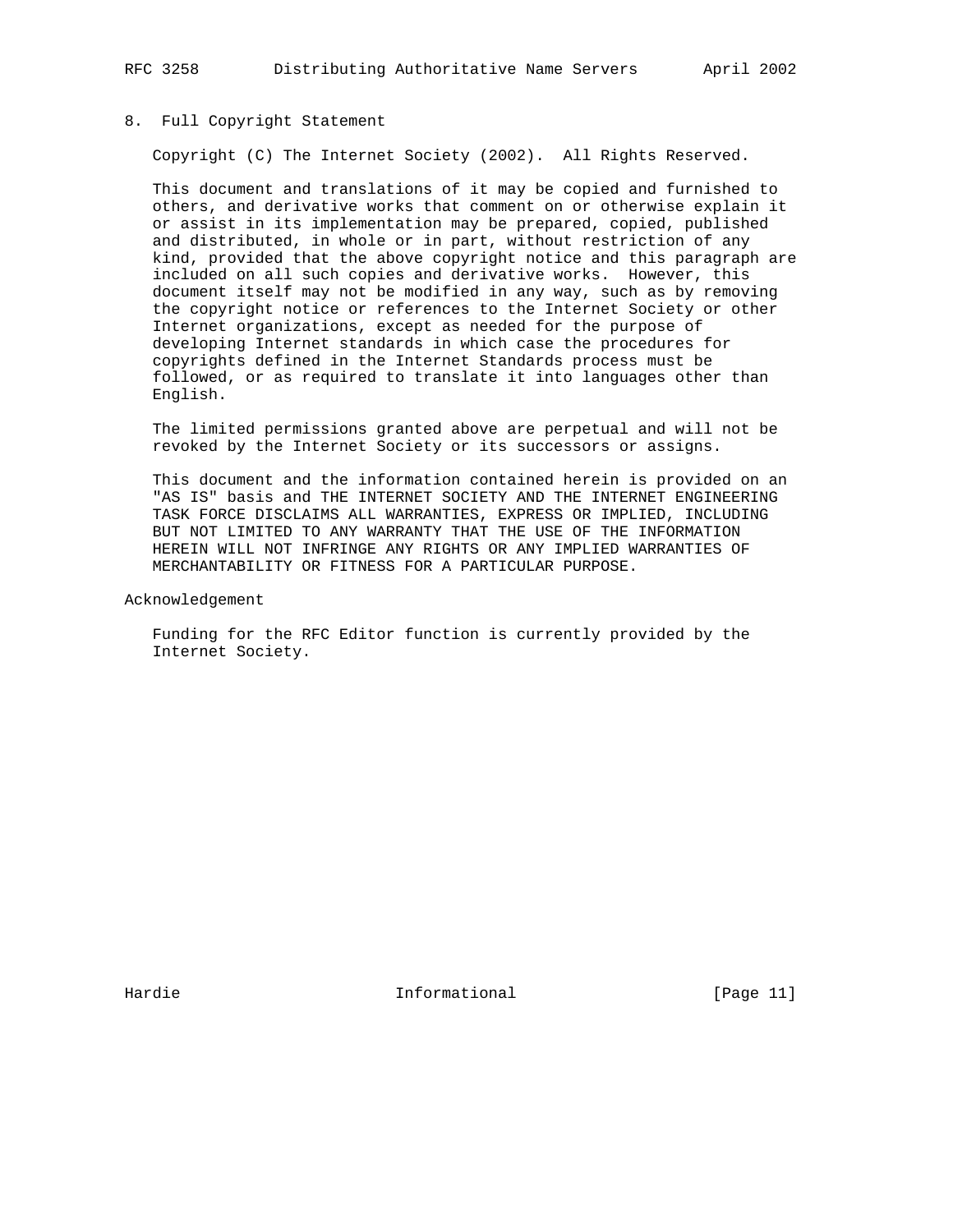## 8. Full Copyright Statement

Copyright (C) The Internet Society (2002). All Rights Reserved.

This document and translations of it may be copied and furnished to others, and derivative works that comment on or otherwise explain it or assist in its implementation may be prepared, copied, published and distributed, in whole or in part, without restriction of any kind, provided that the above copyright notice and this paragraph are included on all such copies and derivative works. However, this document itself may not be modified in any way, such as by removing the copyright notice or references to the Internet Society or other Internet organizations, except as needed for the purpose of developing Internet standards in which case the procedures for copyrights defined in the Internet Standards process must be followed, or as required to translate it into languages other than English.

The limited permissions granted above are perpetual and will not be revoked by the Internet Society or its successors or assigns.

This document and the information contained herein is provided on an "AS IS" basis and THE INTERNET SOCIETY AND THE INTERNET ENGINEERING TASK FORCE DISCLAIMS ALL WARRANTIES, EXPRESS OR IMPLIED, INCLUDING BUT NOT LIMITED TO ANY WARRANTY THAT THE USE OF THE INFORMATION HEREIN WILL NOT INFRINGE ANY RIGHTS OR ANY IMPLIED WARRANTIES OF MERCHANTABILITY OR FITNESS FOR A PARTICULAR PURPOSE.

## Acknowledgement

Funding for the RFC Editor function is currently provided by the Internet Society.